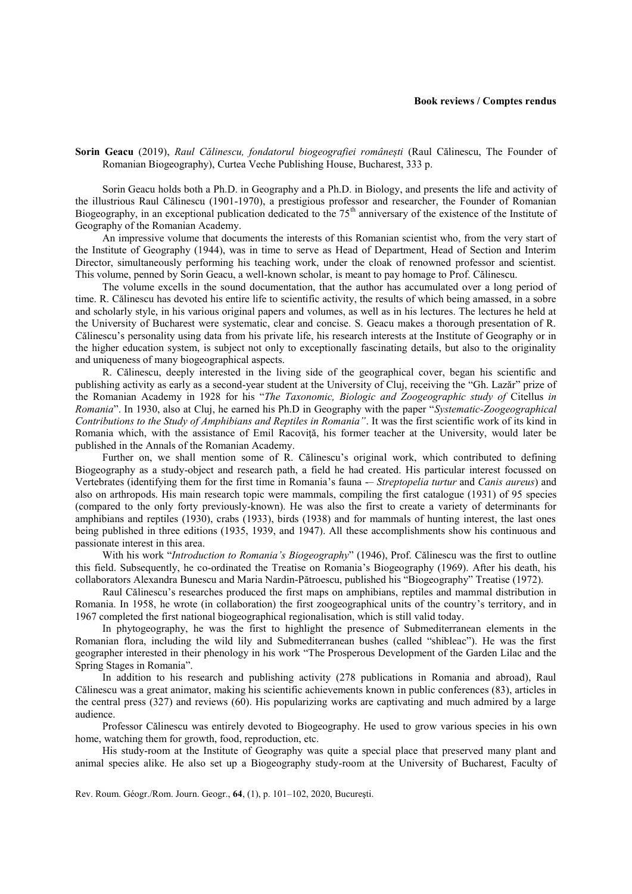**Book reviews / Comptes rendus**

**Sorin Geacu** (2019), *Raul Călinescu, fondatorul biogeografiei românești* (Raul Călinescu, The Founder of Romanian Biogeography), Curtea Veche Publishing House, Bucharest, 333 p.

Sorin Geacu holds both a Ph.D. in Geography and a Ph.D. in Biology, and presents the life and activity of the illustrious Raul Călinescu (1901-1970), a prestigious professor and researcher, the Founder of Romanian Biogeography, in an exceptional publication dedicated to the 75th anniversary of the existence of the Institute of Geography of the Romanian Academy.

An impressive volume that documents the interests of this Romanian scientist who, from the very start of the Institute of Geography (1944), was in time to serve as Head of Department, Head of Section and Interim Director, simultaneously performing his teaching work, under the cloak of renowned professor and scientist. This volume, penned by Sorin Geacu, a well-known scholar, is meant to pay homage to Prof. Călinescu.

The volume excells in the sound documentation, that the author has accumulated over a long period of time. R. Călinescu has devoted his entire life to scientific activity, the results of which being amassed, in a sobre and scholarly style, in his various original papers and volumes, as well as in his lectures. The lectures he held at the University of Bucharest were systematic, clear and concise. S. Geacu makes a thorough presentation of R. Călinescu's personality using data from his private life, his research interests at the Institute of Geography or in the higher education system, is subject not only to exceptionally fascinating details, but also to the originality and uniqueness of many biogeographical aspects.

R. Călinescu, deeply interested in the living side of the geographical cover, began his scientific and publishing activity as early as a second-year student at the University of Cluj, receiving the "Gh. Lazăr" prize of the Romanian Academy in 1928 for his "*The Taxonomic, Biologic and Zoogeographic study of* Citellus *in Romania*". In 1930, also at Cluj, he earned his Ph.D in Geography with the paper "*Systematic-Zoogeographical Contributions to the Study of Amphibians and Reptiles in Romania"*. It was the first scientific work of its kind in Romania which, with the assistance of Emil Racoviță, his former teacher at the University, would later be published in the Annals of the Romanian Academy.

Further on, we shall mention some of R. Călinescu's original work, which contributed to defining Biogeography as a study-object and research path, a field he had created. His particular interest focussed on Vertebrates (identifying them for the first time in Romania's fauna -– *Streptopelia turtur* and *Canis aureus*) and also on arthropods. His main research topic were mammals, compiling the first catalogue (1931) of 95 species (compared to the only forty previously-known). He was also the first to create a variety of determinants for amphibians and reptiles (1930), crabs (1933), birds (1938) and for mammals of hunting interest, the last ones being published in three editions (1935, 1939, and 1947). All these accomplishments show his continuous and passionate interest in this area.

With his work "*Introduction to Romania's Biogeography*" (1946), Prof. Călinescu was the first to outline this field. Subsequently, he co-ordinated the Treatise on Romania's Biogeography (1969). After his death, his collaborators Alexandra Bunescu and Maria Nardin-Pătroescu, published his "Biogeography" Treatise (1972).

Raul Călinescu's researches produced the first maps on amphibians, reptiles and mammal distribution in Romania. In 1958, he wrote (in collaboration) the first zoogeographical units of the country's territory, and in 1967 completed the first national biogeographical regionalisation, which is still valid today.

In phytogeography, he was the first to highlight the presence of Submediterranean elements in the Romanian flora, including the wild lily and Submediterranean bushes (called "shibleac"). He was the first geographer interested in their phenology in his work "The Prosperous Development of the Garden Lilac and the Spring Stages in Romania".

In addition to his research and publishing activity (278 publications in Romania and abroad), Raul Călinescu was a great animator, making his scientific achievements known in public conferences (83), articles in the central press (327) and reviews (60). His popularizing works are captivating and much admired by a large audience.

Professor Călinescu was entirely devoted to Biogeography. He used to grow various species in his own home, watching them for growth, food, reproduction, etc.

His study-room at the Institute of Geography was quite a special place that preserved many plant and animal species alike. He also set up a Biogeography study-room at the University of Bucharest, Faculty of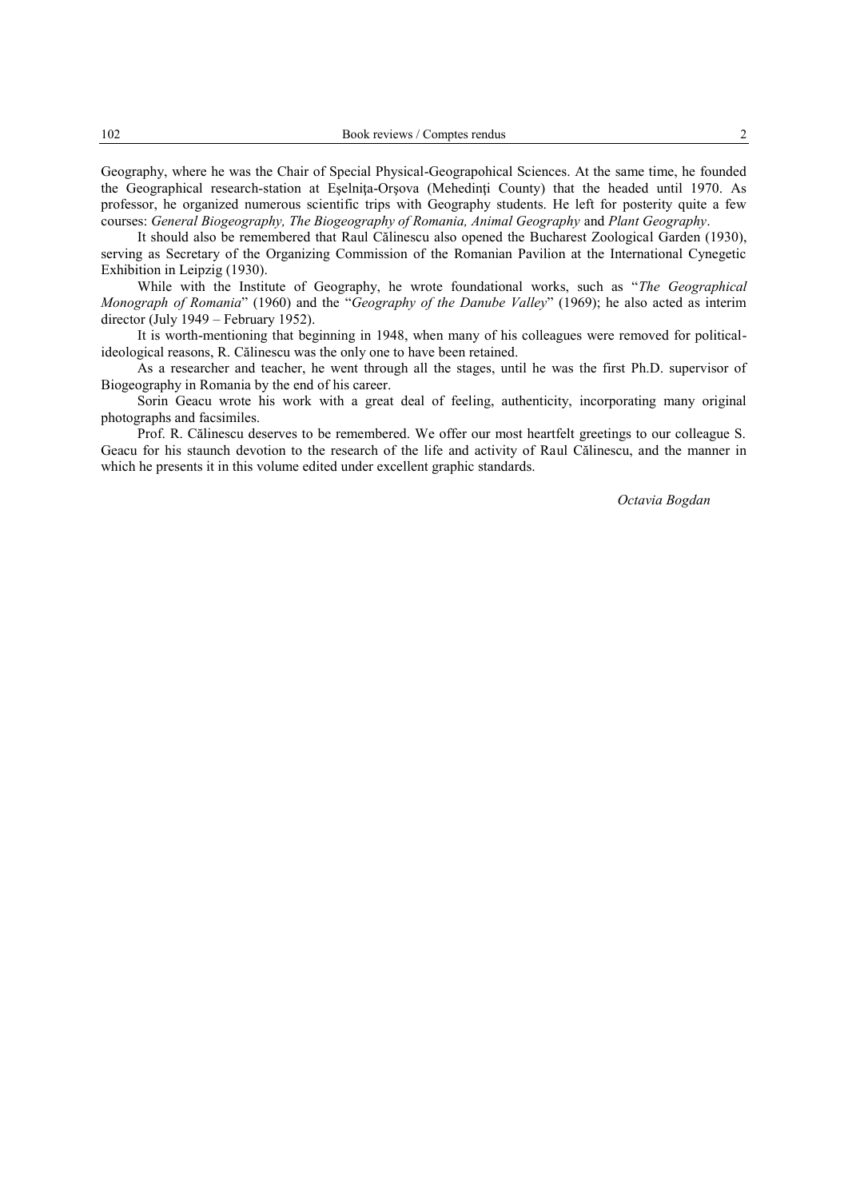Geography, where he was the Chair of Special Physical-Geograpohical Sciences. At the same time, he founded the Geographical research-station at Eşelniţa-Orşova (Mehedinţi County) that the headed until 1970. As professor, he organized numerous scientific trips with Geography students. He left for posterity quite a few courses: *General Biogeography, The Biogeography of Romania, Animal Geography* and *Plant Geography*.

It should also be remembered that Raul Călinescu also opened the Bucharest Zoological Garden (1930), serving as Secretary of the Organizing Commission of the Romanian Pavilion at the International Cynegetic Exhibition in Leipzig (1930).

While with the Institute of Geography, he wrote foundational works, such as "*The Geographical Monograph of Romania*" (1960) and the "*Geography of the Danube Valley*" (1969); he also acted as interim director (July 1949 – February 1952).

It is worth-mentioning that beginning in 1948, when many of his colleagues were removed for political-ideological reasons, R. Călinescu was the only one to have been retained.

As a researcher and teacher, he went through all the stages, until he was the first Ph.D. supervisor of Biogeography in Romania by the end of his career.

Sorin Geacu wrote his work with a great deal of feeling, authenticity, incorporating many original photographs and facsimiles.

Prof. R. Călinescu deserves to be remembered. We offer our most heartfelt greetings to our colleague S. Geacu for his staunch devotion to the research of the life and activity of Raul Călinescu, and the manner in which he presents it in this volume edited under excellent graphic standards.

*Octavia Bogdan*